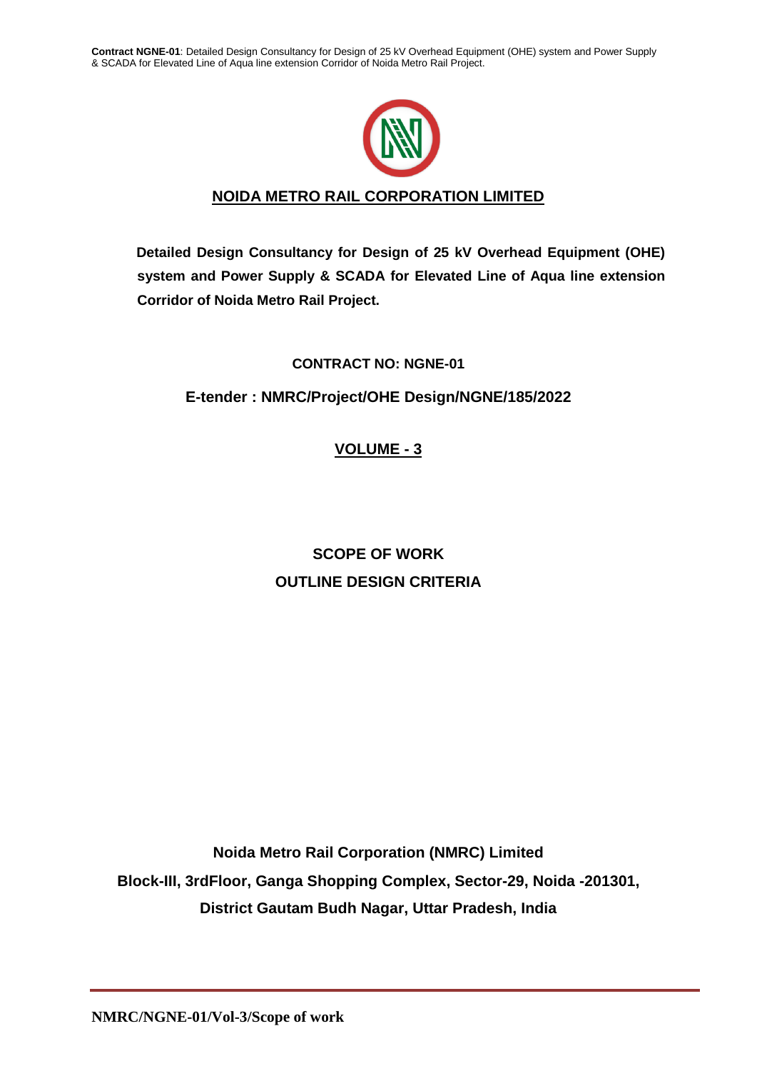# NOIDA METRO RAIL CORPORATION LIMITED

**Detailed Design Consultancy for Design of 25 kV Overhead Equipment (OHE) system and Power Supply & SCADA for Elevated Line of Aqua line extension Corridor of Noida Metro Rail Project.**

**CONTRACT NO: NGNE-01**

**E-tender : NMRC/Project/OHE Design/NGNE/185/2022**

## VOLUME - 3

## SCOPE OF WORK
## OUTLINE DESIGN CRITERIA

**Noida Metro Rail Corporation (NMRC) Limited**
**Block-III, 3rdFloor, Ganga Shopping Complex, Sector-29, Noida -201301,**
**District Gautam Budh Nagar, Uttar Pradesh, India**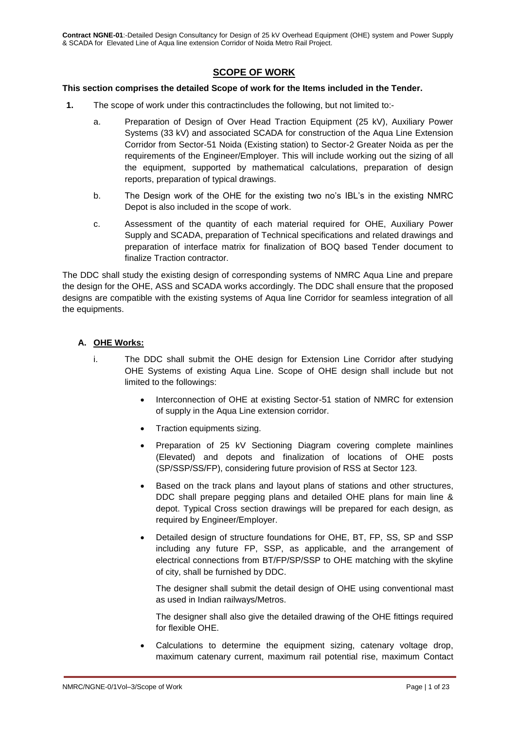## SCOPE OF WORK

**This section comprises the detailed Scope of work for the Items included in the Tender.**

1. The scope of work under this contractincludes the following, but not limited to:-

   a. Preparation of Design of Over Head Traction Equipment (25 kV), Auxiliary Power Systems (33 kV) and associated SCADA for construction of the Aqua Line Extension Corridor from Sector-51 Noida (Existing station) to Sector-2 Greater Noida as per the requirements of the Engineer/Employer. This will include working out the sizing of all the equipment, supported by mathematical calculations, preparation of design reports, preparation of typical drawings.

   b. The Design work of the OHE for the existing two no's IBL's in the existing NMRC Depot is also included in the scope of work.

   c. Assessment of the quantity of each material required for OHE, Auxiliary Power Supply and SCADA, preparation of Technical specifications and related drawings and preparation of interface matrix for finalization of BOQ based Tender document to finalize Traction contractor.

The DDC shall study the existing design of corresponding systems of NMRC Aqua Line and prepare the design for the OHE, ASS and SCADA works accordingly. The DDC shall ensure that the proposed designs are compatible with the existing systems of Aqua line Corridor for seamless integration of all the equipments.

### A. OHE Works:

i. The DDC shall submit the OHE design for Extension Line Corridor after studying OHE Systems of existing Aqua Line. Scope of OHE design shall include but not limited to the followings:

   - Interconnection of OHE at existing Sector-51 station of NMRC for extension of supply in the Aqua Line extension corridor.
   - Traction equipments sizing.
   - Preparation of 25 kV Sectioning Diagram covering complete mainlines (Elevated) and depots and finalization of locations of OHE posts (SP/SSP/SS/FP), considering future provision of RSS at Sector 123.
   - Based on the track plans and layout plans of stations and other structures, DDC shall prepare pegging plans and detailed OHE plans for main line & depot. Typical Cross section drawings will be prepared for each design, as required by Engineer/Employer.
   - Detailed design of structure foundations for OHE, BT, FP, SS, SP and SSP including any future FP, SSP, as applicable, and the arrangement of electrical connections from BT/FP/SP/SSP to OHE matching with the skyline of city, shall be furnished by DDC.

     The designer shall submit the detail design of OHE using conventional mast as used in Indian railways/Metros.

     The designer shall also give the detailed drawing of the OHE fittings required for flexible OHE.
   - Calculations to determine the equipment sizing, catenary voltage drop, maximum catenary current, maximum rail potential rise, maximum Contact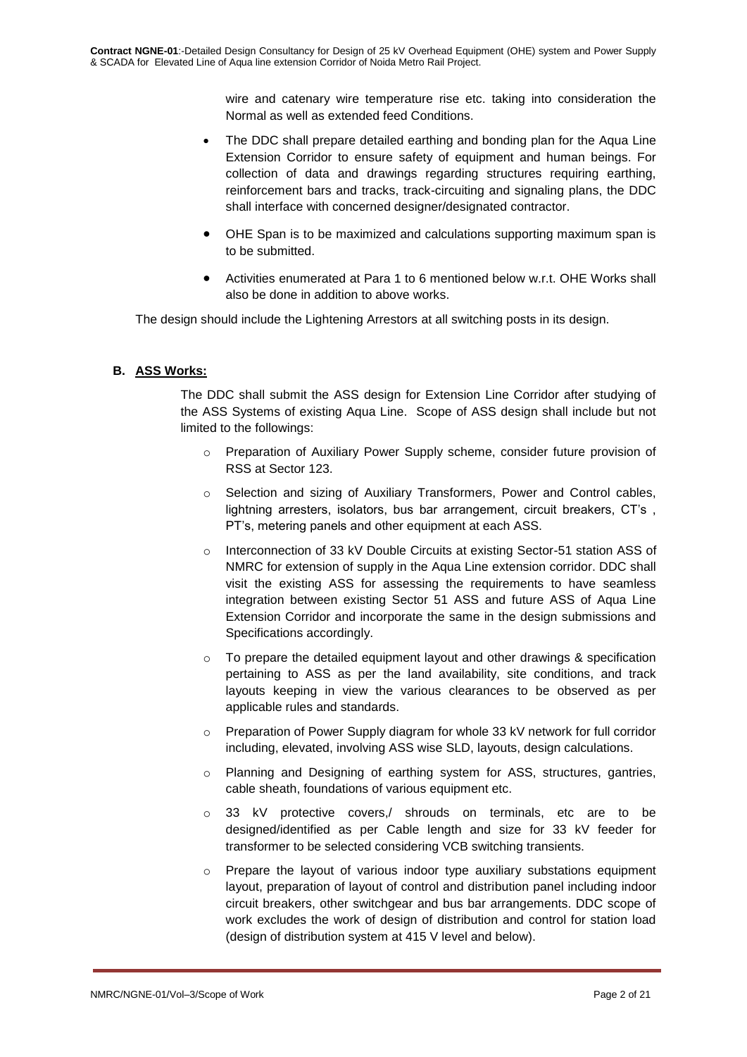wire and catenary wire temperature rise etc. taking into consideration the Normal as well as extended feed Conditions.

- The DDC shall prepare detailed earthing and bonding plan for the Aqua Line Extension Corridor to ensure safety of equipment and human beings. For collection of data and drawings regarding structures requiring earthing, reinforcement bars and tracks, track-circuiting and signaling plans, the DDC shall interface with concerned designer/designated contractor.
- OHE Span is to be maximized and calculations supporting maximum span is to be submitted.
- Activities enumerated at Para 1 to 6 mentioned below w.r.t. OHE Works shall also be done in addition to above works.

The design should include the Lightening Arrestors at all switching posts in its design.

**B. ASS Works:**

The DDC shall submit the ASS design for Extension Line Corridor after studying of the ASS Systems of existing Aqua Line. Scope of ASS design shall include but not limited to the followings:

- Preparation of Auxiliary Power Supply scheme, consider future provision of RSS at Sector 123.
- Selection and sizing of Auxiliary Transformers, Power and Control cables, lightning arresters, isolators, bus bar arrangement, circuit breakers, CT's , PT's, metering panels and other equipment at each ASS.
- Interconnection of 33 kV Double Circuits at existing Sector-51 station ASS of NMRC for extension of supply in the Aqua Line extension corridor. DDC shall visit the existing ASS for assessing the requirements to have seamless integration between existing Sector 51 ASS and future ASS of Aqua Line Extension Corridor and incorporate the same in the design submissions and Specifications accordingly.
- To prepare the detailed equipment layout and other drawings & specification pertaining to ASS as per the land availability, site conditions, and track layouts keeping in view the various clearances to be observed as per applicable rules and standards.
- Preparation of Power Supply diagram for whole 33 kV network for full corridor including, elevated, involving ASS wise SLD, layouts, design calculations.
- Planning and Designing of earthing system for ASS, structures, gantries, cable sheath, foundations of various equipment etc.
- 33 kV protective covers,/ shrouds on terminals, etc are to be designed/identified as per Cable length and size for 33 kV feeder for transformer to be selected considering VCB switching transients.
- Prepare the layout of various indoor type auxiliary substations equipment layout, preparation of layout of control and distribution panel including indoor circuit breakers, other switchgear and bus bar arrangements. DDC scope of work excludes the work of design of distribution and control for station load (design of distribution system at 415 V level and below).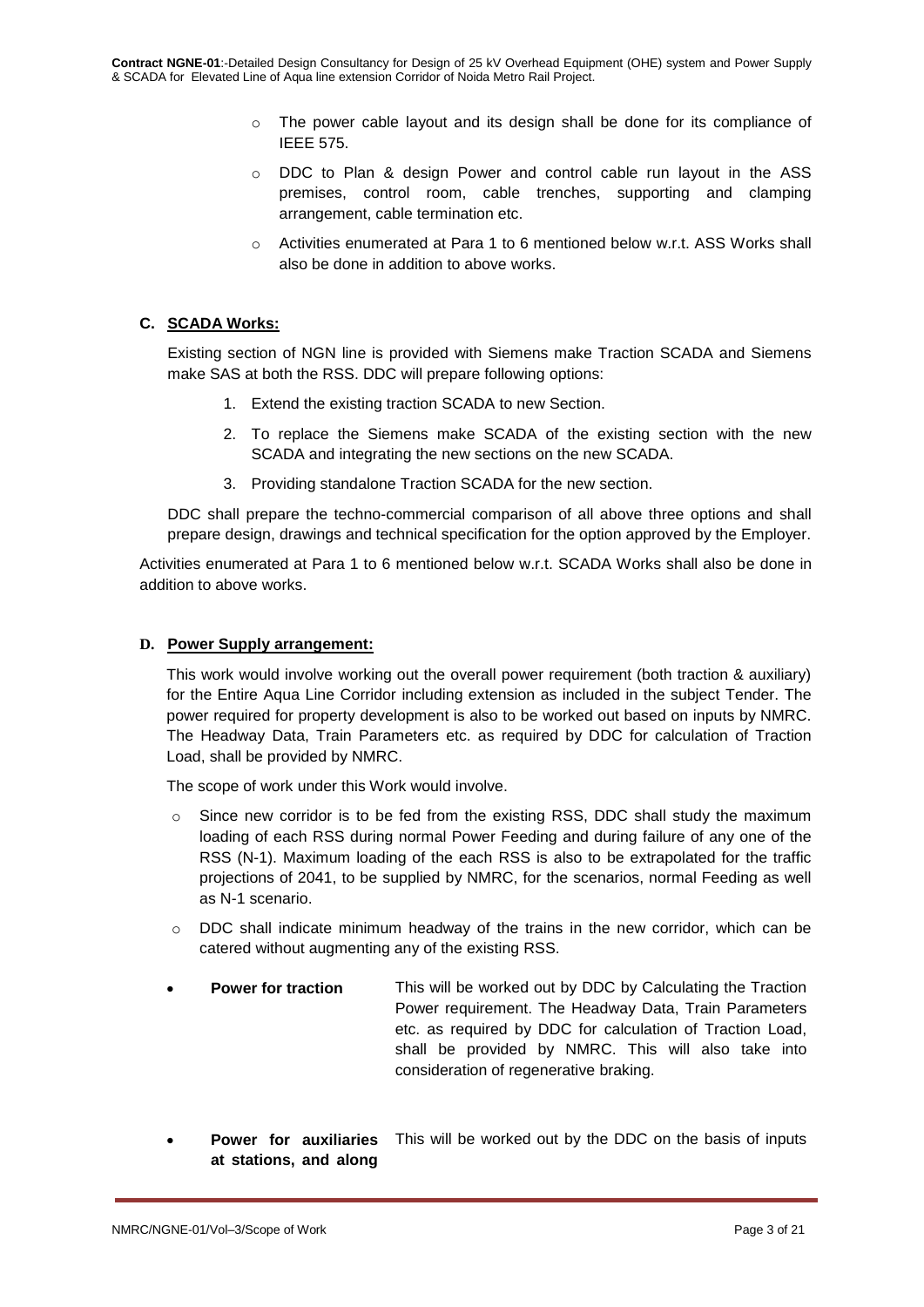- The power cable layout and its design shall be done for its compliance of IEEE 575.
- DDC to Plan & design Power and control cable run layout in the ASS premises, control room, cable trenches, supporting and clamping arrangement, cable termination etc.
- Activities enumerated at Para 1 to 6 mentioned below w.r.t. ASS Works shall also be done in addition to above works.

### C. SCADA Works:

Existing section of NGN line is provided with Siemens make Traction SCADA and Siemens make SAS at both the RSS. DDC will prepare following options:

1. Extend the existing traction SCADA to new Section.
2. To replace the Siemens make SCADA of the existing section with the new SCADA and integrating the new sections on the new SCADA.
3. Providing standalone Traction SCADA for the new section.

DDC shall prepare the techno-commercial comparison of all above three options and shall prepare design, drawings and technical specification for the option approved by the Employer.

Activities enumerated at Para 1 to 6 mentioned below w.r.t. SCADA Works shall also be done in addition to above works.

### D. Power Supply arrangement:

This work would involve working out the overall power requirement (both traction & auxiliary) for the Entire Aqua Line Corridor including extension as included in the subject Tender. The power required for property development is also to be worked out based on inputs by NMRC. The Headway Data, Train Parameters etc. as required by DDC for calculation of Traction Load, shall be provided by NMRC.

The scope of work under this Work would involve.

- Since new corridor is to be fed from the existing RSS, DDC shall study the maximum loading of each RSS during normal Power Feeding and during failure of any one of the RSS (N-1). Maximum loading of the each RSS is also to be extrapolated for the traffic projections of 2041, to be supplied by NMRC, for the scenarios, normal Feeding as well as N-1 scenario.
- DDC shall indicate minimum headway of the trains in the new corridor, which can be catered without augmenting any of the existing RSS.

- **Power for traction** — This will be worked out by DDC by Calculating the Traction Power requirement. The Headway Data, Train Parameters etc. as required by DDC for calculation of Traction Load, shall be provided by NMRC. This will also take into consideration of regenerative braking.

- **Power for auxiliaries at stations, and along** — This will be worked out by the DDC on the basis of inputs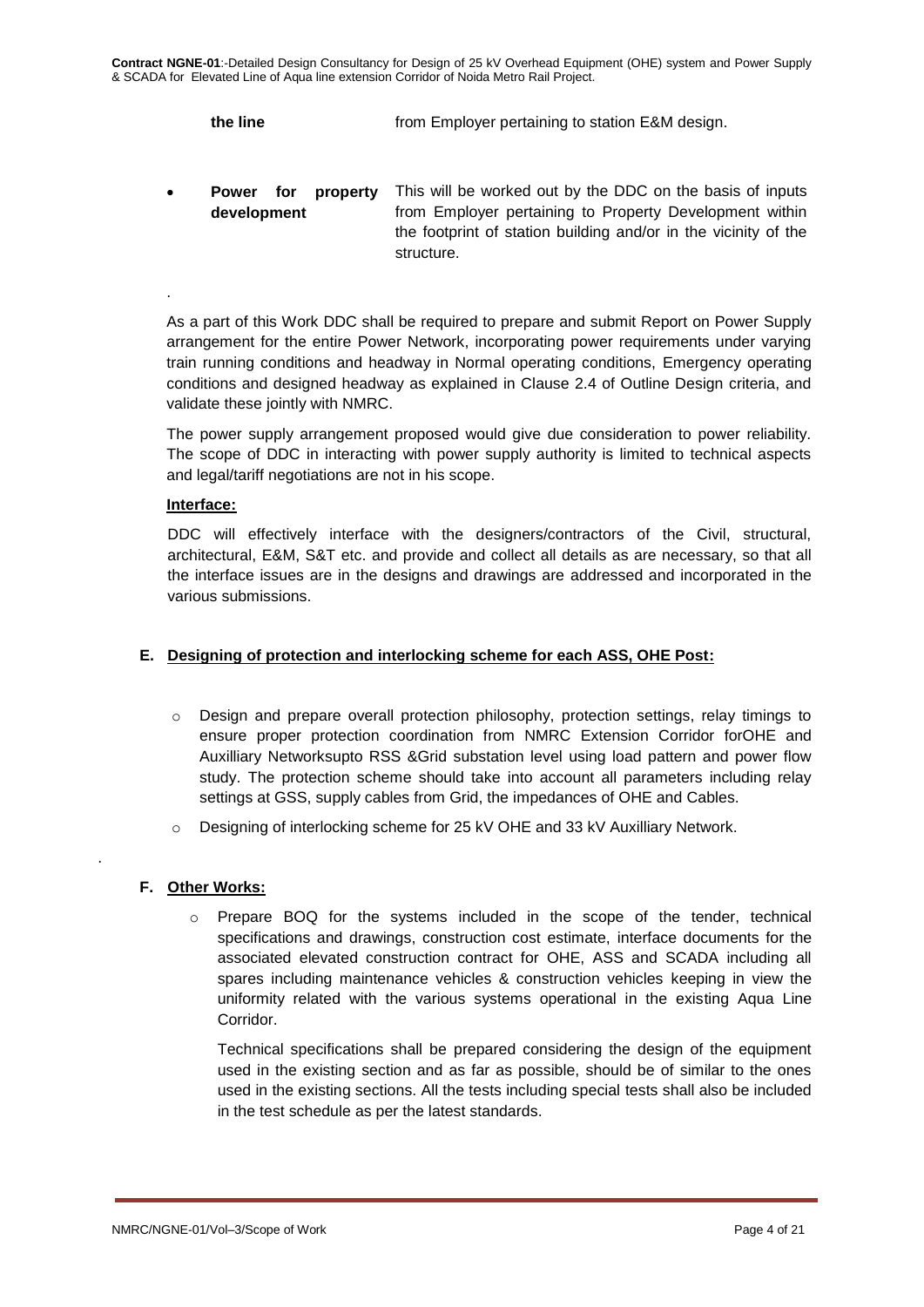| | |
|---|---|
| **the line** | from Employer pertaining to station E&M design. |
| • **Power for property development** | This will be worked out by the DDC on the basis of inputs from Employer pertaining to Property Development within the footprint of station building and/or in the vicinity of the structure. |

.

As a part of this Work DDC shall be required to prepare and submit Report on Power Supply arrangement for the entire Power Network, incorporating power requirements under varying train running conditions and headway in Normal operating conditions, Emergency operating conditions and designed headway as explained in Clause 2.4 of Outline Design criteria, and validate these jointly with NMRC.

The power supply arrangement proposed would give due consideration to power reliability. The scope of DDC in interacting with power supply authority is limited to technical aspects and legal/tariff negotiations are not in his scope.

**Interface:**

DDC will effectively interface with the designers/contractors of the Civil, structural, architectural, E&M, S&T etc. and provide and collect all details as are necessary, so that all the interface issues are in the designs and drawings are addressed and incorporated in the various submissions.

**E. Designing of protection and interlocking scheme for each ASS, OHE Post:**

- Design and prepare overall protection philosophy, protection settings, relay timings to ensure proper protection coordination from NMRC Extension Corridor forOHE and Auxilliary Networksupto RSS &Grid substation level using load pattern and power flow study. The protection scheme should take into account all parameters including relay settings at GSS, supply cables from Grid, the impedances of OHE and Cables.
- Designing of interlocking scheme for 25 kV OHE and 33 kV Auxilliary Network.

.

**F. Other Works:**

- Prepare BOQ for the systems included in the scope of the tender, technical specifications and drawings, construction cost estimate, interface documents for the associated elevated construction contract for OHE, ASS and SCADA including all spares including maintenance vehicles & construction vehicles keeping in view the uniformity related with the various systems operational in the existing Aqua Line Corridor.

  Technical specifications shall be prepared considering the design of the equipment used in the existing section and as far as possible, should be of similar to the ones used in the existing sections. All the tests including special tests shall also be included in the test schedule as per the latest standards.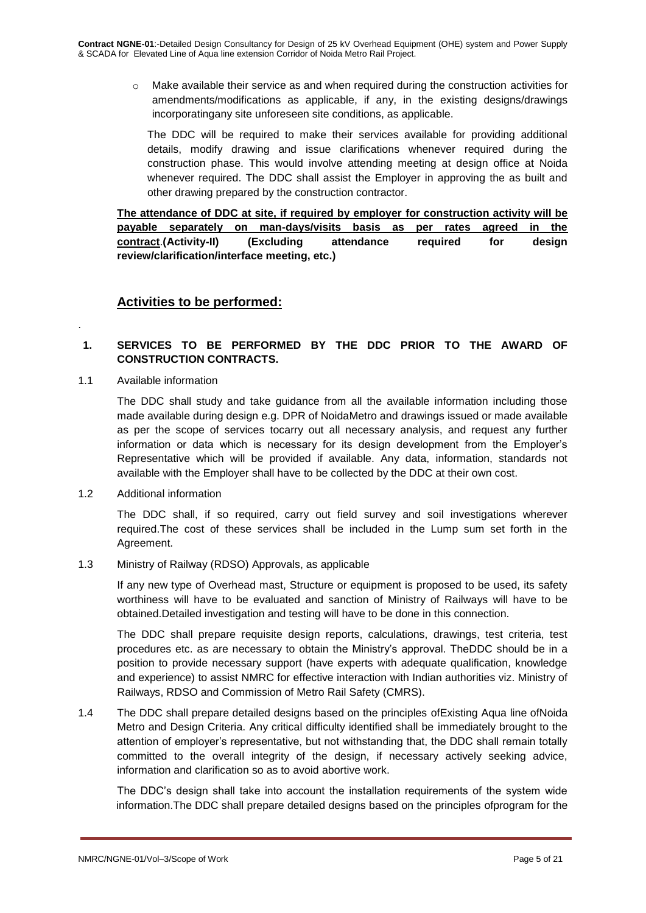- Make available their service as and when required during the construction activities for amendments/modifications as applicable, if any, in the existing designs/drawings incorporatingany site unforeseen site conditions, as applicable.

The DDC will be required to make their services available for providing additional details, modify drawing and issue clarifications whenever required during the construction phase. This would involve attending meeting at design office at Noida whenever required. The DDC shall assist the Employer in approving the as built and other drawing prepared by the construction contractor.

**The attendance of DDC at site, if required by employer for construction activity will be payable separately on man-days/visits basis as per rates agreed in the contract.(Activity-II) (Excluding attendance required for design review/clarification/interface meeting, etc.)**

## Activities to be performed:

.

### 1. SERVICES TO BE PERFORMED BY THE DDC PRIOR TO THE AWARD OF CONSTRUCTION CONTRACTS.

1.1 Available information

The DDC shall study and take guidance from all the available information including those made available during design e.g. DPR of NoidaMetro and drawings issued or made available as per the scope of services tocarry out all necessary analysis, and request any further information or data which is necessary for its design development from the Employer's Representative which will be provided if available. Any data, information, standards not available with the Employer shall have to be collected by the DDC at their own cost.

1.2 Additional information

The DDC shall, if so required, carry out field survey and soil investigations wherever required.The cost of these services shall be included in the Lump sum set forth in the Agreement.

1.3 Ministry of Railway (RDSO) Approvals, as applicable

If any new type of Overhead mast, Structure or equipment is proposed to be used, its safety worthiness will have to be evaluated and sanction of Ministry of Railways will have to be obtained.Detailed investigation and testing will have to be done in this connection.

The DDC shall prepare requisite design reports, calculations, drawings, test criteria, test procedures etc. as are necessary to obtain the Ministry's approval. TheDDC should be in a position to provide necessary support (have experts with adequate qualification, knowledge and experience) to assist NMRC for effective interaction with Indian authorities viz. Ministry of Railways, RDSO and Commission of Metro Rail Safety (CMRS).

1.4 The DDC shall prepare detailed designs based on the principles ofExisting Aqua line ofNoida Metro and Design Criteria. Any critical difficulty identified shall be immediately brought to the attention of employer's representative, but not withstanding that, the DDC shall remain totally committed to the overall integrity of the design, if necessary actively seeking advice, information and clarification so as to avoid abortive work.

The DDC's design shall take into account the installation requirements of the system wide information.The DDC shall prepare detailed designs based on the principles ofprogram for the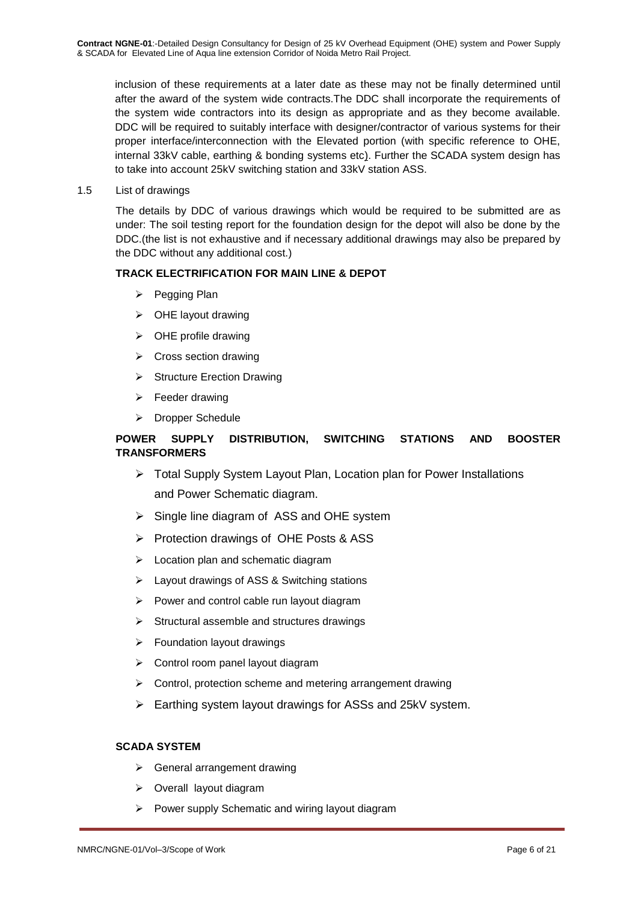inclusion of these requirements at a later date as these may not be finally determined until after the award of the system wide contracts.The DDC shall incorporate the requirements of the system wide contractors into its design as appropriate and as they become available. DDC will be required to suitably interface with designer/contractor of various systems for their proper interface/interconnection with the Elevated portion (with specific reference to OHE, internal 33kV cable, earthing & bonding systems etc). Further the SCADA system design has to take into account 25kV switching station and 33kV station ASS.

1.5 List of drawings

The details by DDC of various drawings which would be required to be submitted are as under: The soil testing report for the foundation design for the depot will also be done by the DDC.(the list is not exhaustive and if necessary additional drawings may also be prepared by the DDC without any additional cost.)

**TRACK ELECTRIFICATION FOR MAIN LINE & DEPOT**

- Pegging Plan
- OHE layout drawing
- OHE profile drawing
- Cross section drawing
- Structure Erection Drawing
- Feeder drawing
- Dropper Schedule

**POWER SUPPLY DISTRIBUTION, SWITCHING STATIONS AND BOOSTER TRANSFORMERS**

- Total Supply System Layout Plan, Location plan for Power Installations and Power Schematic diagram.
- Single line diagram of ASS and OHE system
- Protection drawings of OHE Posts & ASS
- Location plan and schematic diagram
- Layout drawings of ASS & Switching stations
- Power and control cable run layout diagram
- Structural assemble and structures drawings
- Foundation layout drawings
- Control room panel layout diagram
- Control, protection scheme and metering arrangement drawing
- Earthing system layout drawings for ASSs and 25kV system.

**SCADA SYSTEM**

- General arrangement drawing
- Overall layout diagram
- Power supply Schematic and wiring layout diagram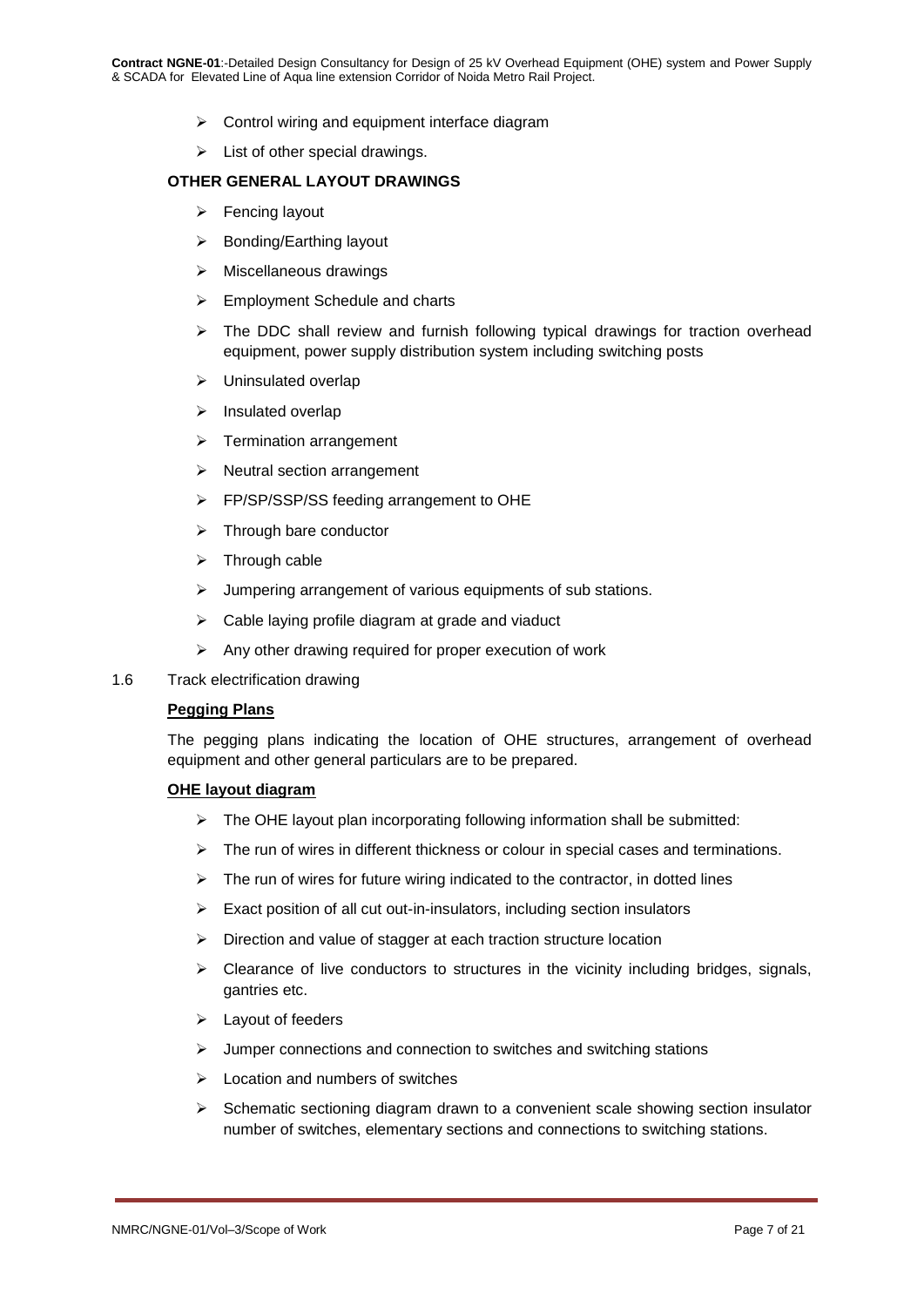- Control wiring and equipment interface diagram
- List of other special drawings.

**OTHER GENERAL LAYOUT DRAWINGS**

- Fencing layout
- Bonding/Earthing layout
- Miscellaneous drawings
- Employment Schedule and charts
- The DDC shall review and furnish following typical drawings for traction overhead equipment, power supply distribution system including switching posts
- Uninsulated overlap
- Insulated overlap
- Termination arrangement
- Neutral section arrangement
- FP/SP/SSP/SS feeding arrangement to OHE
- Through bare conductor
- Through cable
- Jumpering arrangement of various equipments of sub stations.
- Cable laying profile diagram at grade and viaduct
- Any other drawing required for proper execution of work

1.6 Track electrification drawing

**Pegging Plans**

The pegging plans indicating the location of OHE structures, arrangement of overhead equipment and other general particulars are to be prepared.

**OHE layout diagram**

- The OHE layout plan incorporating following information shall be submitted:
- The run of wires in different thickness or colour in special cases and terminations.
- The run of wires for future wiring indicated to the contractor, in dotted lines
- Exact position of all cut out-in-insulators, including section insulators
- Direction and value of stagger at each traction structure location
- Clearance of live conductors to structures in the vicinity including bridges, signals, gantries etc.
- Layout of feeders
- Jumper connections and connection to switches and switching stations
- Location and numbers of switches
- Schematic sectioning diagram drawn to a convenient scale showing section insulator number of switches, elementary sections and connections to switching stations.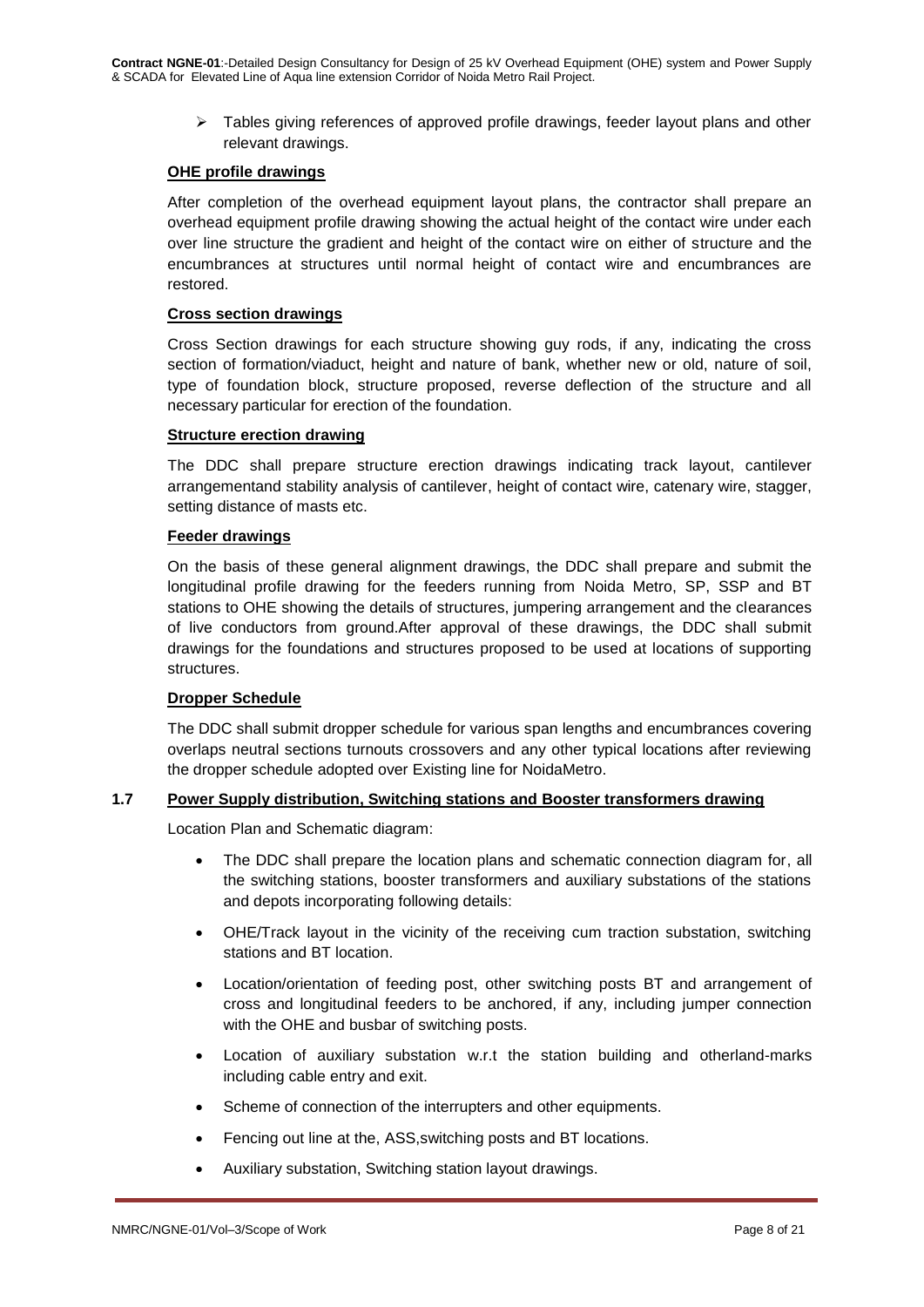- Tables giving references of approved profile drawings, feeder layout plans and other relevant drawings.

**OHE profile drawings**

After completion of the overhead equipment layout plans, the contractor shall prepare an overhead equipment profile drawing showing the actual height of the contact wire under each over line structure the gradient and height of the contact wire on either of structure and the encumbrances at structures until normal height of contact wire and encumbrances are restored.

**Cross section drawings**

Cross Section drawings for each structure showing guy rods, if any, indicating the cross section of formation/viaduct, height and nature of bank, whether new or old, nature of soil, type of foundation block, structure proposed, reverse deflection of the structure and all necessary particular for erection of the foundation.

**Structure erection drawing**

The DDC shall prepare structure erection drawings indicating track layout, cantilever arrangementand stability analysis of cantilever, height of contact wire, catenary wire, stagger, setting distance of masts etc.

**Feeder drawings**

On the basis of these general alignment drawings, the DDC shall prepare and submit the longitudinal profile drawing for the feeders running from Noida Metro, SP, SSP and BT stations to OHE showing the details of structures, jumpering arrangement and the clearances of live conductors from ground.After approval of these drawings, the DDC shall submit drawings for the foundations and structures proposed to be used at locations of supporting structures.

**Dropper Schedule**

The DDC shall submit dropper schedule for various span lengths and encumbrances covering overlaps neutral sections turnouts crossovers and any other typical locations after reviewing the dropper schedule adopted over Existing line for NoidaMetro.

## 1.7 Power Supply distribution, Switching stations and Booster transformers drawing

Location Plan and Schematic diagram:

- The DDC shall prepare the location plans and schematic connection diagram for, all the switching stations, booster transformers and auxiliary substations of the stations and depots incorporating following details:
- OHE/Track layout in the vicinity of the receiving cum traction substation, switching stations and BT location.
- Location/orientation of feeding post, other switching posts BT and arrangement of cross and longitudinal feeders to be anchored, if any, including jumper connection with the OHE and busbar of switching posts.
- Location of auxiliary substation w.r.t the station building and otherland-marks including cable entry and exit.
- Scheme of connection of the interrupters and other equipments.
- Fencing out line at the, ASS,switching posts and BT locations.
- Auxiliary substation, Switching station layout drawings.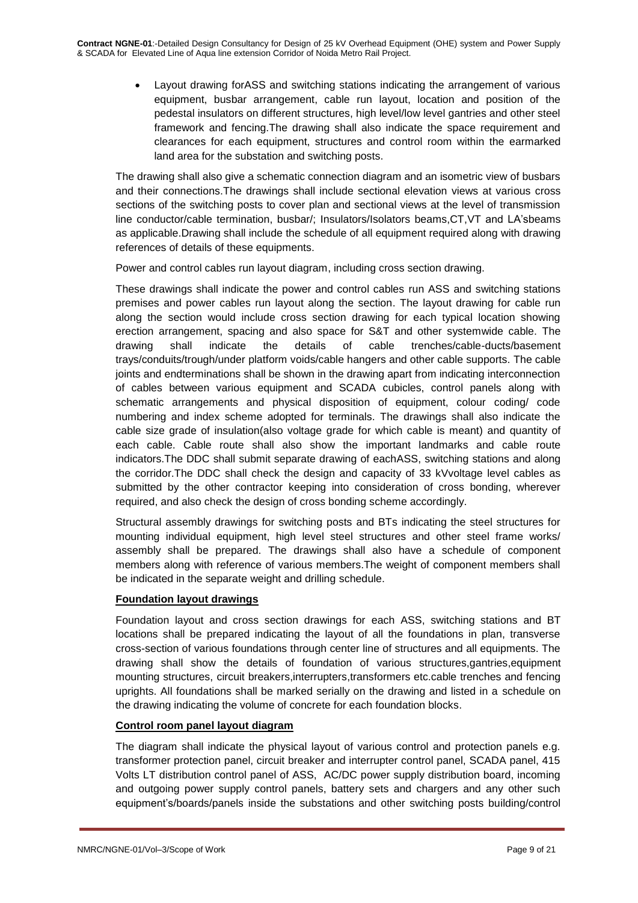- Layout drawing forASS and switching stations indicating the arrangement of various equipment, busbar arrangement, cable run layout, location and position of the pedestal insulators on different structures, high level/low level gantries and other steel framework and fencing.The drawing shall also indicate the space requirement and clearances for each equipment, structures and control room within the earmarked land area for the substation and switching posts.

The drawing shall also give a schematic connection diagram and an isometric view of busbars and their connections.The drawings shall include sectional elevation views at various cross sections of the switching posts to cover plan and sectional views at the level of transmission line conductor/cable termination, busbar/; Insulators/Isolators beams,CT,VT and LA'sbeams as applicable.Drawing shall include the schedule of all equipment required along with drawing references of details of these equipments.

Power and control cables run layout diagram, including cross section drawing.

These drawings shall indicate the power and control cables run ASS and switching stations premises and power cables run layout along the section. The layout drawing for cable run along the section would include cross section drawing for each typical location showing erection arrangement, spacing and also space for S&T and other systemwide cable. The drawing shall indicate the details of cable trenches/cable-ducts/basement trays/conduits/trough/under platform voids/cable hangers and other cable supports. The cable joints and endterminations shall be shown in the drawing apart from indicating interconnection of cables between various equipment and SCADA cubicles, control panels along with schematic arrangements and physical disposition of equipment, colour coding/ code numbering and index scheme adopted for terminals. The drawings shall also indicate the cable size grade of insulation(also voltage grade for which cable is meant) and quantity of each cable. Cable route shall also show the important landmarks and cable route indicators.The DDC shall submit separate drawing of eachASS, switching stations and along the corridor.The DDC shall check the design and capacity of 33 kVvoltage level cables as submitted by the other contractor keeping into consideration of cross bonding, wherever required, and also check the design of cross bonding scheme accordingly.

Structural assembly drawings for switching posts and BTs indicating the steel structures for mounting individual equipment, high level steel structures and other steel frame works/ assembly shall be prepared. The drawings shall also have a schedule of component members along with reference of various members.The weight of component members shall be indicated in the separate weight and drilling schedule.

**Foundation layout drawings**

Foundation layout and cross section drawings for each ASS, switching stations and BT locations shall be prepared indicating the layout of all the foundations in plan, transverse cross-section of various foundations through center line of structures and all equipments. The drawing shall show the details of foundation of various structures,gantries,equipment mounting structures, circuit breakers,interrupters,transformers etc.cable trenches and fencing uprights. All foundations shall be marked serially on the drawing and listed in a schedule on the drawing indicating the volume of concrete for each foundation blocks.

**Control room panel layout diagram**

The diagram shall indicate the physical layout of various control and protection panels e.g. transformer protection panel, circuit breaker and interrupter control panel, SCADA panel, 415 Volts LT distribution control panel of ASS, AC/DC power supply distribution board, incoming and outgoing power supply control panels, battery sets and chargers and any other such equipment's/boards/panels inside the substations and other switching posts building/control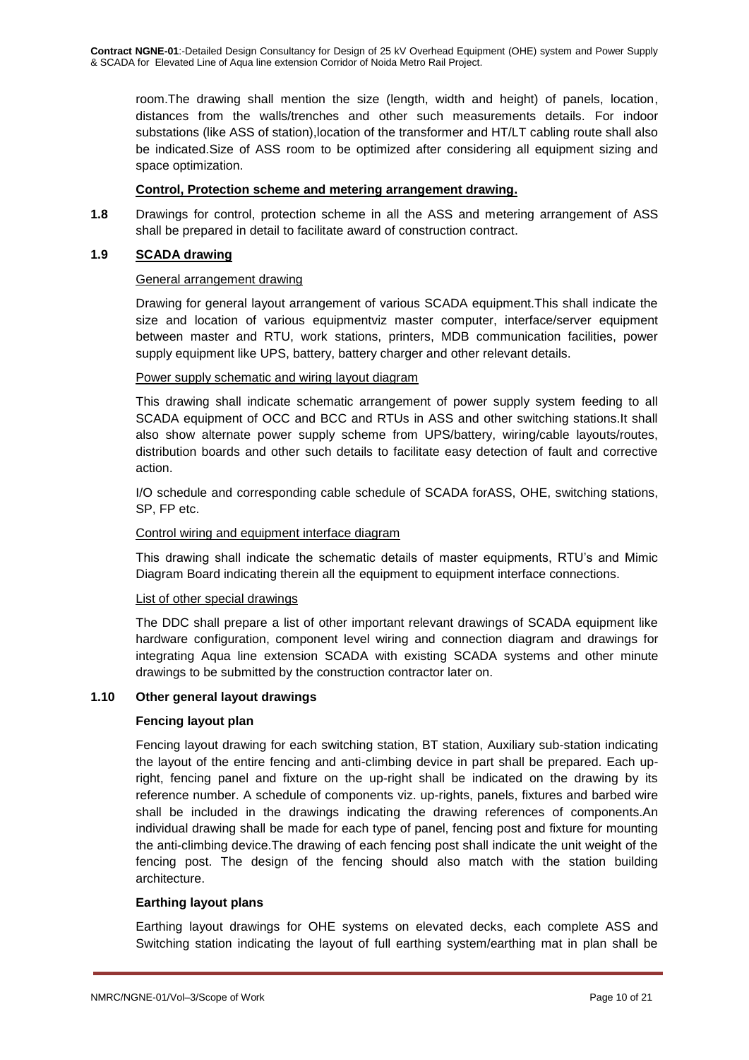room.The drawing shall mention the size (length, width and height) of panels, location, distances from the walls/trenches and other such measurements details. For indoor substations (like ASS of station),location of the transformer and HT/LT cabling route shall also be indicated.Size of ASS room to be optimized after considering all equipment sizing and space optimization.

**Control, Protection scheme and metering arrangement drawing.**

**1.8** Drawings for control, protection scheme in all the ASS and metering arrangement of ASS shall be prepared in detail to facilitate award of construction contract.

### 1.9 SCADA drawing

General arrangement drawing

Drawing for general layout arrangement of various SCADA equipment.This shall indicate the size and location of various equipmentviz master computer, interface/server equipment between master and RTU, work stations, printers, MDB communication facilities, power supply equipment like UPS, battery, battery charger and other relevant details.

Power supply schematic and wiring layout diagram

This drawing shall indicate schematic arrangement of power supply system feeding to all SCADA equipment of OCC and BCC and RTUs in ASS and other switching stations.It shall also show alternate power supply scheme from UPS/battery, wiring/cable layouts/routes, distribution boards and other such details to facilitate easy detection of fault and corrective action.

I/O schedule and corresponding cable schedule of SCADA forASS, OHE, switching stations, SP, FP etc.

Control wiring and equipment interface diagram

This drawing shall indicate the schematic details of master equipments, RTU's and Mimic Diagram Board indicating therein all the equipment to equipment interface connections.

List of other special drawings

The DDC shall prepare a list of other important relevant drawings of SCADA equipment like hardware configuration, component level wiring and connection diagram and drawings for integrating Aqua line extension SCADA with existing SCADA systems and other minute drawings to be submitted by the construction contractor later on.

### 1.10 Other general layout drawings

**Fencing layout plan**

Fencing layout drawing for each switching station, BT station, Auxiliary sub-station indicating the layout of the entire fencing and anti-climbing device in part shall be prepared. Each up-right, fencing panel and fixture on the up-right shall be indicated on the drawing by its reference number. A schedule of components viz. up-rights, panels, fixtures and barbed wire shall be included in the drawings indicating the drawing references of components.An individual drawing shall be made for each type of panel, fencing post and fixture for mounting the anti-climbing device.The drawing of each fencing post shall indicate the unit weight of the fencing post. The design of the fencing should also match with the station building architecture.

**Earthing layout plans**

Earthing layout drawings for OHE systems on elevated decks, each complete ASS and Switching station indicating the layout of full earthing system/earthing mat in plan shall be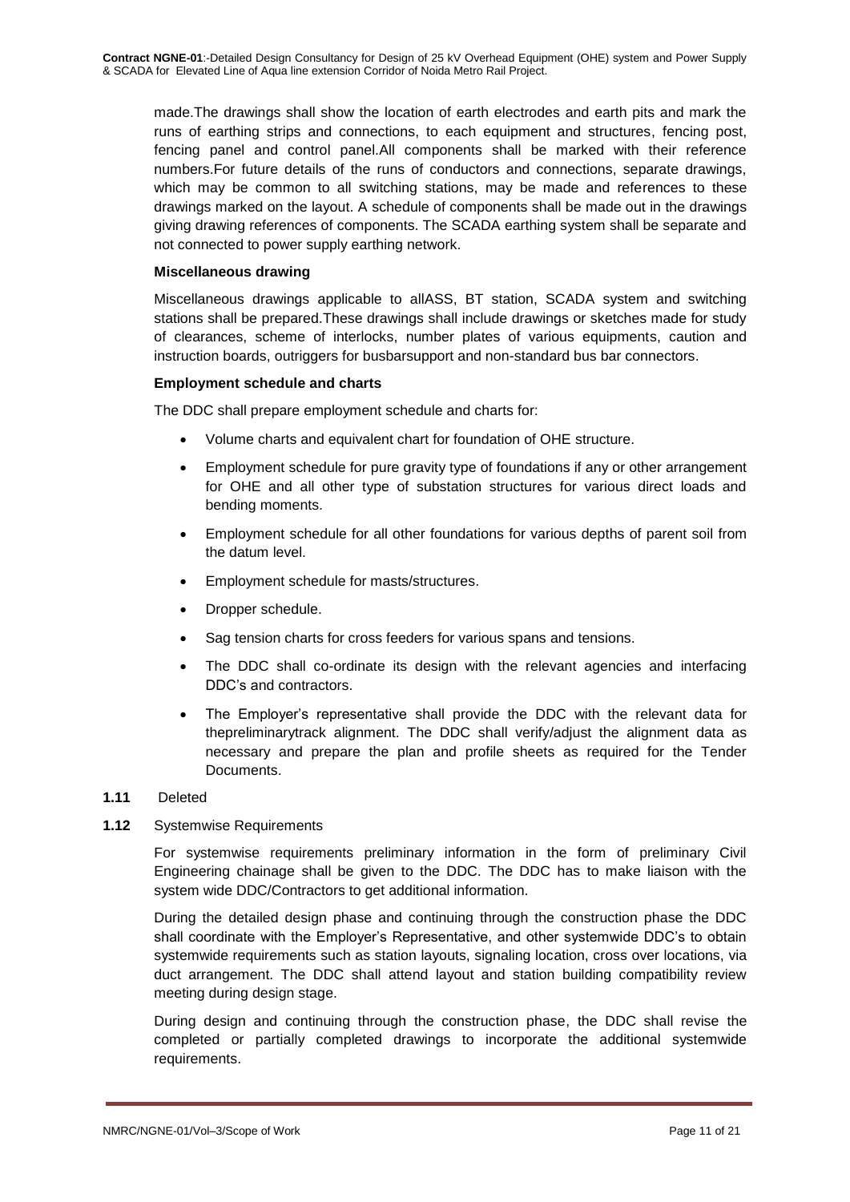made.The drawings shall show the location of earth electrodes and earth pits and mark the runs of earthing strips and connections, to each equipment and structures, fencing post, fencing panel and control panel.All components shall be marked with their reference numbers.For future details of the runs of conductors and connections, separate drawings, which may be common to all switching stations, may be made and references to these drawings marked on the layout. A schedule of components shall be made out in the drawings giving drawing references of components. The SCADA earthing system shall be separate and not connected to power supply earthing network.

**Miscellaneous drawing**

Miscellaneous drawings applicable to allASS, BT station, SCADA system and switching stations shall be prepared.These drawings shall include drawings or sketches made for study of clearances, scheme of interlocks, number plates of various equipments, caution and instruction boards, outriggers for busbarsupport and non-standard bus bar connectors.

**Employment schedule and charts**

The DDC shall prepare employment schedule and charts for:

- Volume charts and equivalent chart for foundation of OHE structure.
- Employment schedule for pure gravity type of foundations if any or other arrangement for OHE and all other type of substation structures for various direct loads and bending moments.
- Employment schedule for all other foundations for various depths of parent soil from the datum level.
- Employment schedule for masts/structures.
- Dropper schedule.
- Sag tension charts for cross feeders for various spans and tensions.
- The DDC shall co-ordinate its design with the relevant agencies and interfacing DDC's and contractors.
- The Employer's representative shall provide the DDC with the relevant data for thepreliminarytrack alignment. The DDC shall verify/adjust the alignment data as necessary and prepare the plan and profile sheets as required for the Tender Documents.

**1.11** Deleted

**1.12** Systemwise Requirements

For systemwise requirements preliminary information in the form of preliminary Civil Engineering chainage shall be given to the DDC. The DDC has to make liaison with the system wide DDC/Contractors to get additional information.

During the detailed design phase and continuing through the construction phase the DDC shall coordinate with the Employer's Representative, and other systemwide DDC's to obtain systemwide requirements such as station layouts, signaling location, cross over locations, via duct arrangement. The DDC shall attend layout and station building compatibility review meeting during design stage.

During design and continuing through the construction phase, the DDC shall revise the completed or partially completed drawings to incorporate the additional systemwide requirements.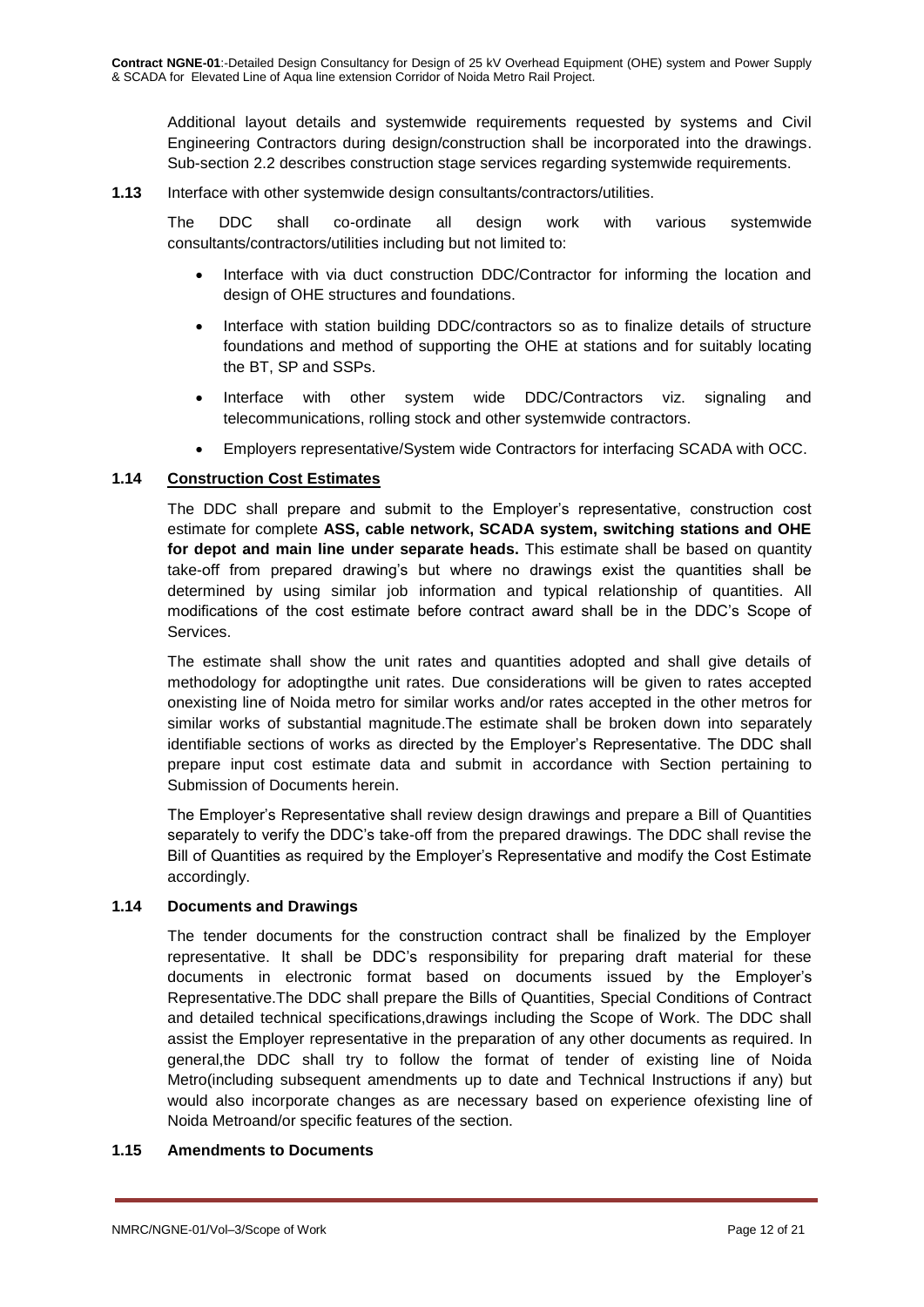Additional layout details and systemwide requirements requested by systems and Civil Engineering Contractors during design/construction shall be incorporated into the drawings. Sub-section 2.2 describes construction stage services regarding systemwide requirements.

**1.13** Interface with other systemwide design consultants/contractors/utilities.

The DDC shall co-ordinate all design work with various systemwide consultants/contractors/utilities including but not limited to:

- Interface with via duct construction DDC/Contractor for informing the location and design of OHE structures and foundations.
- Interface with station building DDC/contractors so as to finalize details of structure foundations and method of supporting the OHE at stations and for suitably locating the BT, SP and SSPs.
- Interface with other system wide DDC/Contractors viz. signaling and telecommunications, rolling stock and other systemwide contractors.
- Employers representative/System wide Contractors for interfacing SCADA with OCC.

### 1.14 Construction Cost Estimates

The DDC shall prepare and submit to the Employer's representative, construction cost estimate for complete **ASS, cable network, SCADA system, switching stations and OHE for depot and main line under separate heads.** This estimate shall be based on quantity take-off from prepared drawing's but where no drawings exist the quantities shall be determined by using similar job information and typical relationship of quantities. All modifications of the cost estimate before contract award shall be in the DDC's Scope of Services.

The estimate shall show the unit rates and quantities adopted and shall give details of methodology for adoptingthe unit rates. Due considerations will be given to rates accepted onexisting line of Noida metro for similar works and/or rates accepted in the other metros for similar works of substantial magnitude.The estimate shall be broken down into separately identifiable sections of works as directed by the Employer's Representative. The DDC shall prepare input cost estimate data and submit in accordance with Section pertaining to Submission of Documents herein.

The Employer's Representative shall review design drawings and prepare a Bill of Quantities separately to verify the DDC's take-off from the prepared drawings. The DDC shall revise the Bill of Quantities as required by the Employer's Representative and modify the Cost Estimate accordingly.

### 1.14 Documents and Drawings

The tender documents for the construction contract shall be finalized by the Employer representative. It shall be DDC's responsibility for preparing draft material for these documents in electronic format based on documents issued by the Employer's Representative.The DDC shall prepare the Bills of Quantities, Special Conditions of Contract and detailed technical specifications,drawings including the Scope of Work. The DDC shall assist the Employer representative in the preparation of any other documents as required. In general,the DDC shall try to follow the format of tender of existing line of Noida Metro(including subsequent amendments up to date and Technical Instructions if any) but would also incorporate changes as are necessary based on experience ofexisting line of Noida Metroand/or specific features of the section.

### 1.15 Amendments to Documents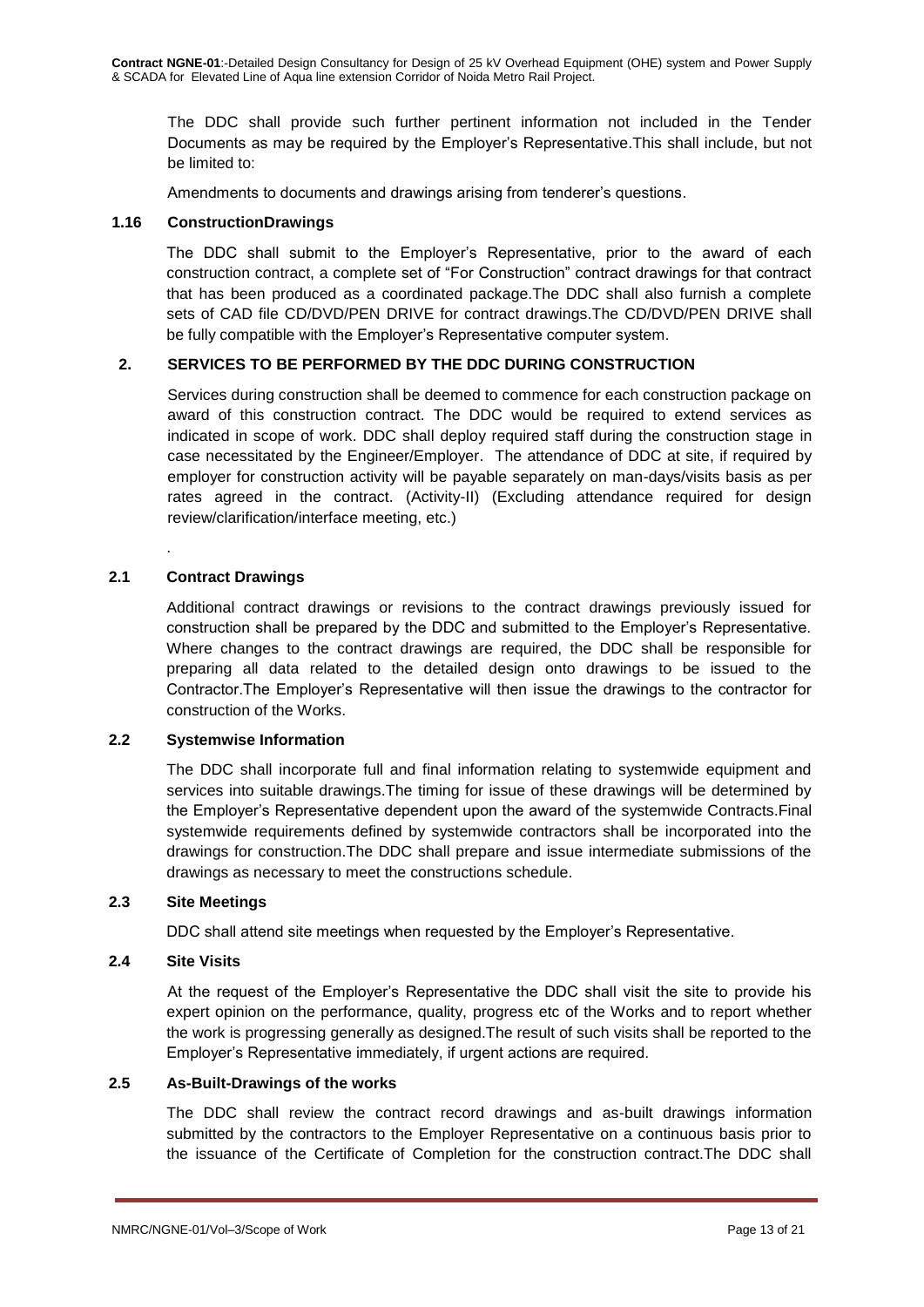The DDC shall provide such further pertinent information not included in the Tender Documents as may be required by the Employer's Representative.This shall include, but not be limited to:

Amendments to documents and drawings arising from tenderer's questions.

### 1.16 ConstructionDrawings

The DDC shall submit to the Employer's Representative, prior to the award of each construction contract, a complete set of "For Construction" contract drawings for that contract that has been produced as a coordinated package.The DDC shall also furnish a complete sets of CAD file CD/DVD/PEN DRIVE for contract drawings.The CD/DVD/PEN DRIVE shall be fully compatible with the Employer's Representative computer system.

## 2. SERVICES TO BE PERFORMED BY THE DDC DURING CONSTRUCTION

Services during construction shall be deemed to commence for each construction package on award of this construction contract. The DDC would be required to extend services as indicated in scope of work. DDC shall deploy required staff during the construction stage in case necessitated by the Engineer/Employer. The attendance of DDC at site, if required by employer for construction activity will be payable separately on man-days/visits basis as per rates agreed in the contract. (Activity-II) (Excluding attendance required for design review/clarification/interface meeting, etc.)

.

### 2.1 Contract Drawings

Additional contract drawings or revisions to the contract drawings previously issued for construction shall be prepared by the DDC and submitted to the Employer's Representative. Where changes to the contract drawings are required, the DDC shall be responsible for preparing all data related to the detailed design onto drawings to be issued to the Contractor.The Employer's Representative will then issue the drawings to the contractor for construction of the Works.

### 2.2 Systemwise Information

The DDC shall incorporate full and final information relating to systemwide equipment and services into suitable drawings.The timing for issue of these drawings will be determined by the Employer's Representative dependent upon the award of the systemwide Contracts.Final systemwide requirements defined by systemwide contractors shall be incorporated into the drawings for construction.The DDC shall prepare and issue intermediate submissions of the drawings as necessary to meet the constructions schedule.

### 2.3 Site Meetings

DDC shall attend site meetings when requested by the Employer's Representative.

### 2.4 Site Visits

At the request of the Employer's Representative the DDC shall visit the site to provide his expert opinion on the performance, quality, progress etc of the Works and to report whether the work is progressing generally as designed.The result of such visits shall be reported to the Employer's Representative immediately, if urgent actions are required.

### 2.5 As-Built-Drawings of the works

The DDC shall review the contract record drawings and as-built drawings information submitted by the contractors to the Employer Representative on a continuous basis prior to the issuance of the Certificate of Completion for the construction contract.The DDC shall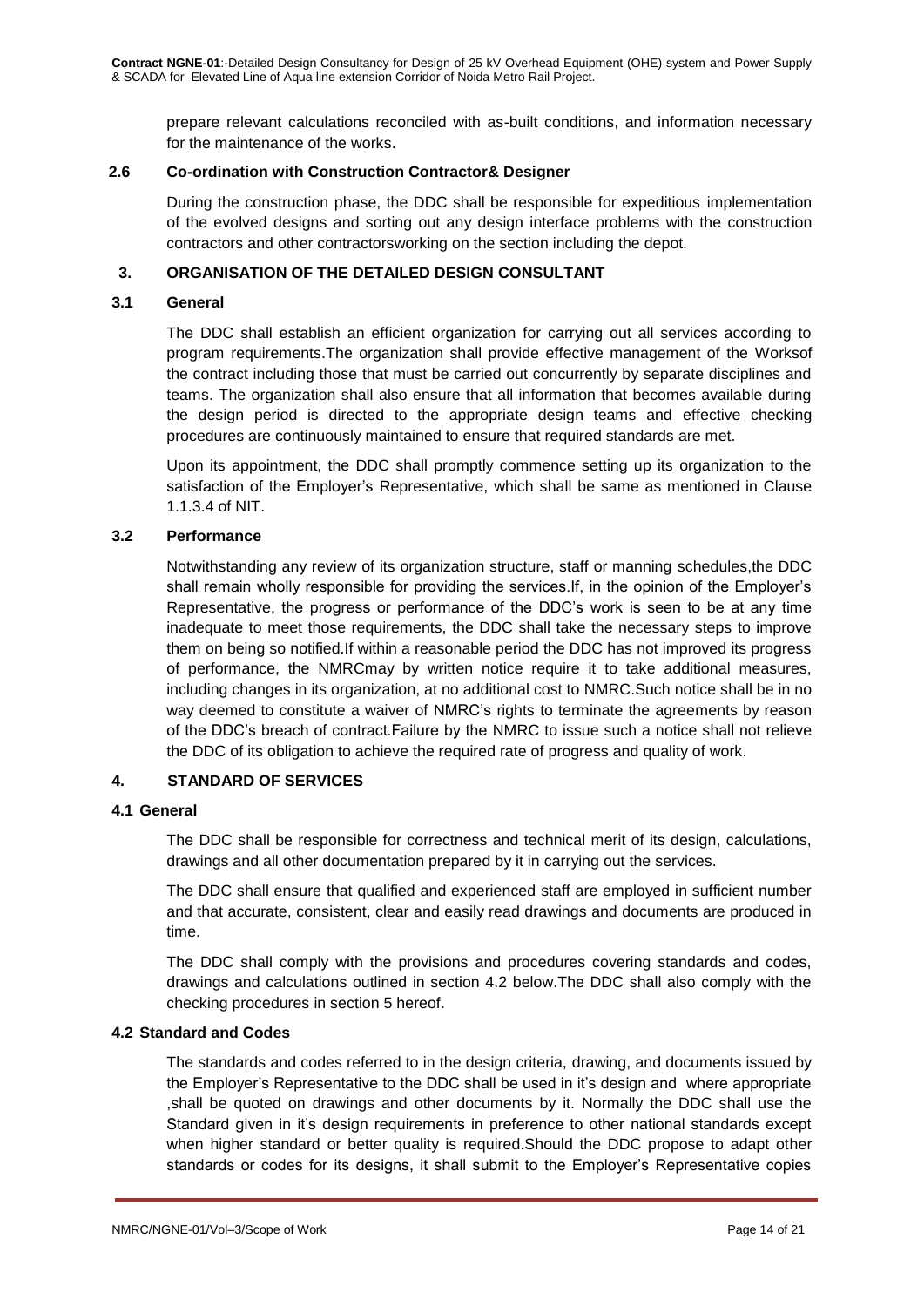prepare relevant calculations reconciled with as-built conditions, and information necessary for the maintenance of the works.

### 2.6 Co-ordination with Construction Contractor& Designer

During the construction phase, the DDC shall be responsible for expeditious implementation of the evolved designs and sorting out any design interface problems with the construction contractors and other contractorsworking on the section including the depot.

## 3. ORGANISATION OF THE DETAILED DESIGN CONSULTANT

### 3.1 General

The DDC shall establish an efficient organization for carrying out all services according to program requirements.The organization shall provide effective management of the Worksof the contract including those that must be carried out concurrently by separate disciplines and teams. The organization shall also ensure that all information that becomes available during the design period is directed to the appropriate design teams and effective checking procedures are continuously maintained to ensure that required standards are met.

Upon its appointment, the DDC shall promptly commence setting up its organization to the satisfaction of the Employer's Representative, which shall be same as mentioned in Clause 1.1.3.4 of NIT.

### 3.2 Performance

Notwithstanding any review of its organization structure, staff or manning schedules,the DDC shall remain wholly responsible for providing the services.If, in the opinion of the Employer's Representative, the progress or performance of the DDC's work is seen to be at any time inadequate to meet those requirements, the DDC shall take the necessary steps to improve them on being so notified.If within a reasonable period the DDC has not improved its progress of performance, the NMRCmay by written notice require it to take additional measures, including changes in its organization, at no additional cost to NMRC.Such notice shall be in no way deemed to constitute a waiver of NMRC's rights to terminate the agreements by reason of the DDC's breach of contract.Failure by the NMRC to issue such a notice shall not relieve the DDC of its obligation to achieve the required rate of progress and quality of work.

## 4. STANDARD OF SERVICES

### 4.1 General

The DDC shall be responsible for correctness and technical merit of its design, calculations, drawings and all other documentation prepared by it in carrying out the services.

The DDC shall ensure that qualified and experienced staff are employed in sufficient number and that accurate, consistent, clear and easily read drawings and documents are produced in time.

The DDC shall comply with the provisions and procedures covering standards and codes, drawings and calculations outlined in section 4.2 below.The DDC shall also comply with the checking procedures in section 5 hereof.

### 4.2 Standard and Codes

The standards and codes referred to in the design criteria, drawing, and documents issued by the Employer's Representative to the DDC shall be used in it's design and where appropriate ,shall be quoted on drawings and other documents by it. Normally the DDC shall use the Standard given in it's design requirements in preference to other national standards except when higher standard or better quality is required.Should the DDC propose to adapt other standards or codes for its designs, it shall submit to the Employer's Representative copies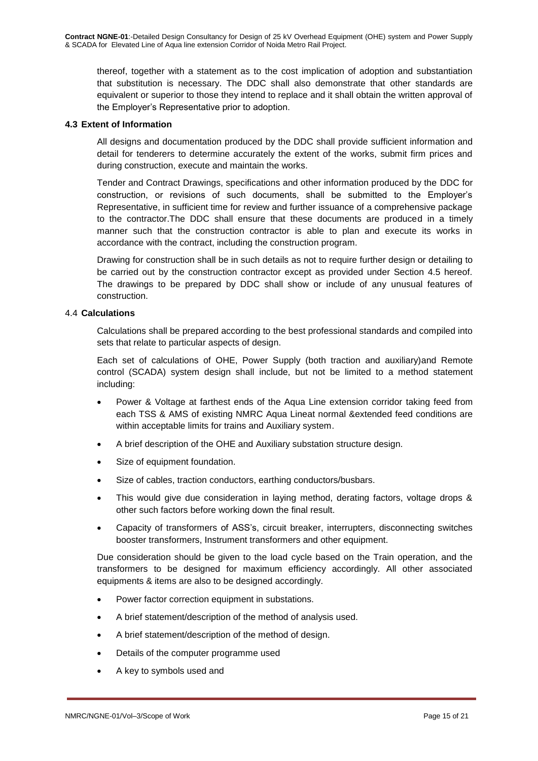thereof, together with a statement as to the cost implication of adoption and substantiation that substitution is necessary. The DDC shall also demonstrate that other standards are equivalent or superior to those they intend to replace and it shall obtain the written approval of the Employer's Representative prior to adoption.

### 4.3 Extent of Information

All designs and documentation produced by the DDC shall provide sufficient information and detail for tenderers to determine accurately the extent of the works, submit firm prices and during construction, execute and maintain the works.

Tender and Contract Drawings, specifications and other information produced by the DDC for construction, or revisions of such documents, shall be submitted to the Employer's Representative, in sufficient time for review and further issuance of a comprehensive package to the contractor.The DDC shall ensure that these documents are produced in a timely manner such that the construction contractor is able to plan and execute its works in accordance with the contract, including the construction program.

Drawing for construction shall be in such details as not to require further design or detailing to be carried out by the construction contractor except as provided under Section 4.5 hereof. The drawings to be prepared by DDC shall show or include of any unusual features of construction.

### 4.4 Calculations

Calculations shall be prepared according to the best professional standards and compiled into sets that relate to particular aspects of design.

Each set of calculations of OHE, Power Supply (both traction and auxiliary)and Remote control (SCADA) system design shall include, but not be limited to a method statement including:

- Power & Voltage at farthest ends of the Aqua Line extension corridor taking feed from each TSS & AMS of existing NMRC Aqua Lineat normal &extended feed conditions are within acceptable limits for trains and Auxiliary system.
- A brief description of the OHE and Auxiliary substation structure design.
- Size of equipment foundation.
- Size of cables, traction conductors, earthing conductors/busbars.
- This would give due consideration in laying method, derating factors, voltage drops & other such factors before working down the final result.
- Capacity of transformers of ASS's, circuit breaker, interrupters, disconnecting switches booster transformers, Instrument transformers and other equipment.

Due consideration should be given to the load cycle based on the Train operation, and the transformers to be designed for maximum efficiency accordingly. All other associated equipments & items are also to be designed accordingly.

- Power factor correction equipment in substations.
- A brief statement/description of the method of analysis used.
- A brief statement/description of the method of design.
- Details of the computer programme used
- A key to symbols used and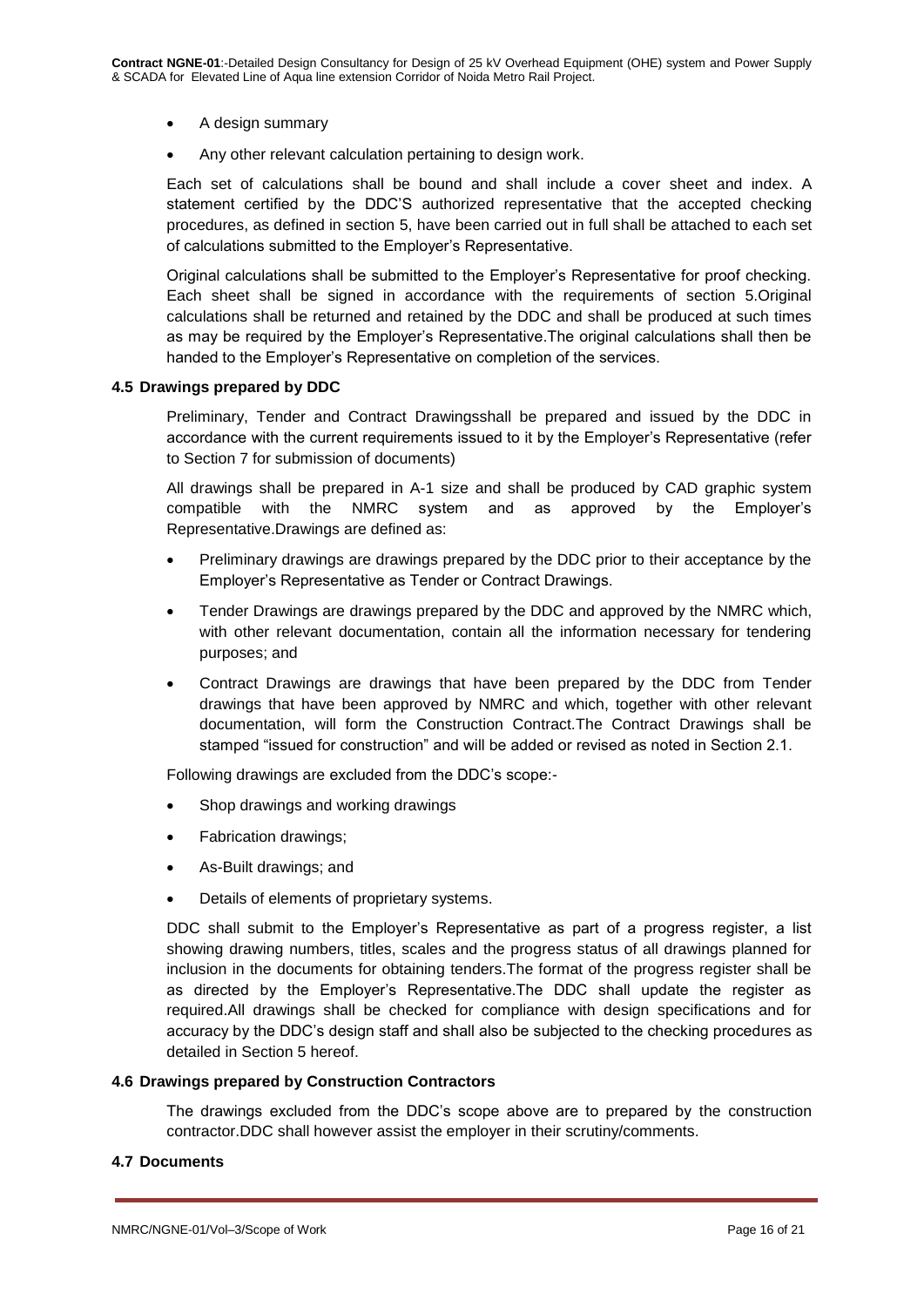- A design summary
- Any other relevant calculation pertaining to design work.

Each set of calculations shall be bound and shall include a cover sheet and index. A statement certified by the DDC'S authorized representative that the accepted checking procedures, as defined in section 5, have been carried out in full shall be attached to each set of calculations submitted to the Employer's Representative.

Original calculations shall be submitted to the Employer's Representative for proof checking. Each sheet shall be signed in accordance with the requirements of section 5.Original calculations shall be returned and retained by the DDC and shall be produced at such times as may be required by the Employer's Representative.The original calculations shall then be handed to the Employer's Representative on completion of the services.

### 4.5 Drawings prepared by DDC

Preliminary, Tender and Contract Drawingsshall be prepared and issued by the DDC in accordance with the current requirements issued to it by the Employer's Representative (refer to Section 7 for submission of documents)

All drawings shall be prepared in A-1 size and shall be produced by CAD graphic system compatible with the NMRC system and as approved by the Employer's Representative.Drawings are defined as:

- Preliminary drawings are drawings prepared by the DDC prior to their acceptance by the Employer's Representative as Tender or Contract Drawings.
- Tender Drawings are drawings prepared by the DDC and approved by the NMRC which, with other relevant documentation, contain all the information necessary for tendering purposes; and
- Contract Drawings are drawings that have been prepared by the DDC from Tender drawings that have been approved by NMRC and which, together with other relevant documentation, will form the Construction Contract.The Contract Drawings shall be stamped "issued for construction" and will be added or revised as noted in Section 2.1.

Following drawings are excluded from the DDC's scope:-

- Shop drawings and working drawings
- Fabrication drawings;
- As-Built drawings; and
- Details of elements of proprietary systems.

DDC shall submit to the Employer's Representative as part of a progress register, a list showing drawing numbers, titles, scales and the progress status of all drawings planned for inclusion in the documents for obtaining tenders.The format of the progress register shall be as directed by the Employer's Representative.The DDC shall update the register as required.All drawings shall be checked for compliance with design specifications and for accuracy by the DDC's design staff and shall also be subjected to the checking procedures as detailed in Section 5 hereof.

### 4.6 Drawings prepared by Construction Contractors

The drawings excluded from the DDC's scope above are to prepared by the construction contractor.DDC shall however assist the employer in their scrutiny/comments.

### 4.7 Documents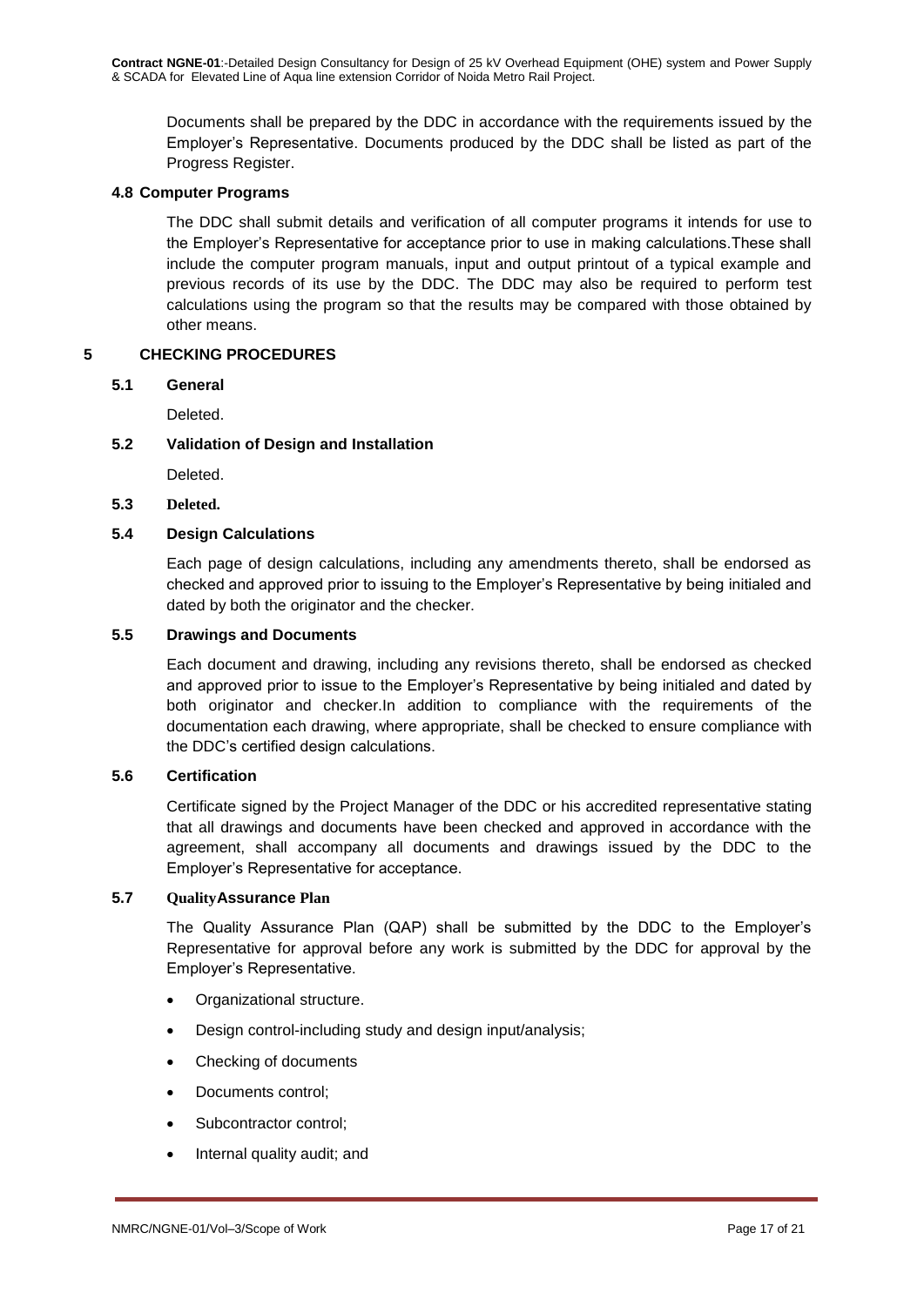Documents shall be prepared by the DDC in accordance with the requirements issued by the Employer's Representative. Documents produced by the DDC shall be listed as part of the Progress Register.

### 4.8 Computer Programs

The DDC shall submit details and verification of all computer programs it intends for use to the Employer's Representative for acceptance prior to use in making calculations.These shall include the computer program manuals, input and output printout of a typical example and previous records of its use by the DDC. The DDC may also be required to perform test calculations using the program so that the results may be compared with those obtained by other means.

## 5 CHECKING PROCEDURES

### 5.1 General

Deleted.

### 5.2 Validation of Design and Installation

Deleted.

### 5.3 Deleted.

### 5.4 Design Calculations

Each page of design calculations, including any amendments thereto, shall be endorsed as checked and approved prior to issuing to the Employer's Representative by being initialed and dated by both the originator and the checker.

### 5.5 Drawings and Documents

Each document and drawing, including any revisions thereto, shall be endorsed as checked and approved prior to issue to the Employer's Representative by being initialed and dated by both originator and checker.In addition to compliance with the requirements of the documentation each drawing, where appropriate, shall be checked to ensure compliance with the DDC's certified design calculations.

### 5.6 Certification

Certificate signed by the Project Manager of the DDC or his accredited representative stating that all drawings and documents have been checked and approved in accordance with the agreement, shall accompany all documents and drawings issued by the DDC to the Employer's Representative for acceptance.

### 5.7 QualityAssurance Plan

The Quality Assurance Plan (QAP) shall be submitted by the DDC to the Employer's Representative for approval before any work is submitted by the DDC for approval by the Employer's Representative.

- Organizational structure.
- Design control-including study and design input/analysis;
- Checking of documents
- Documents control;
- Subcontractor control;
- Internal quality audit; and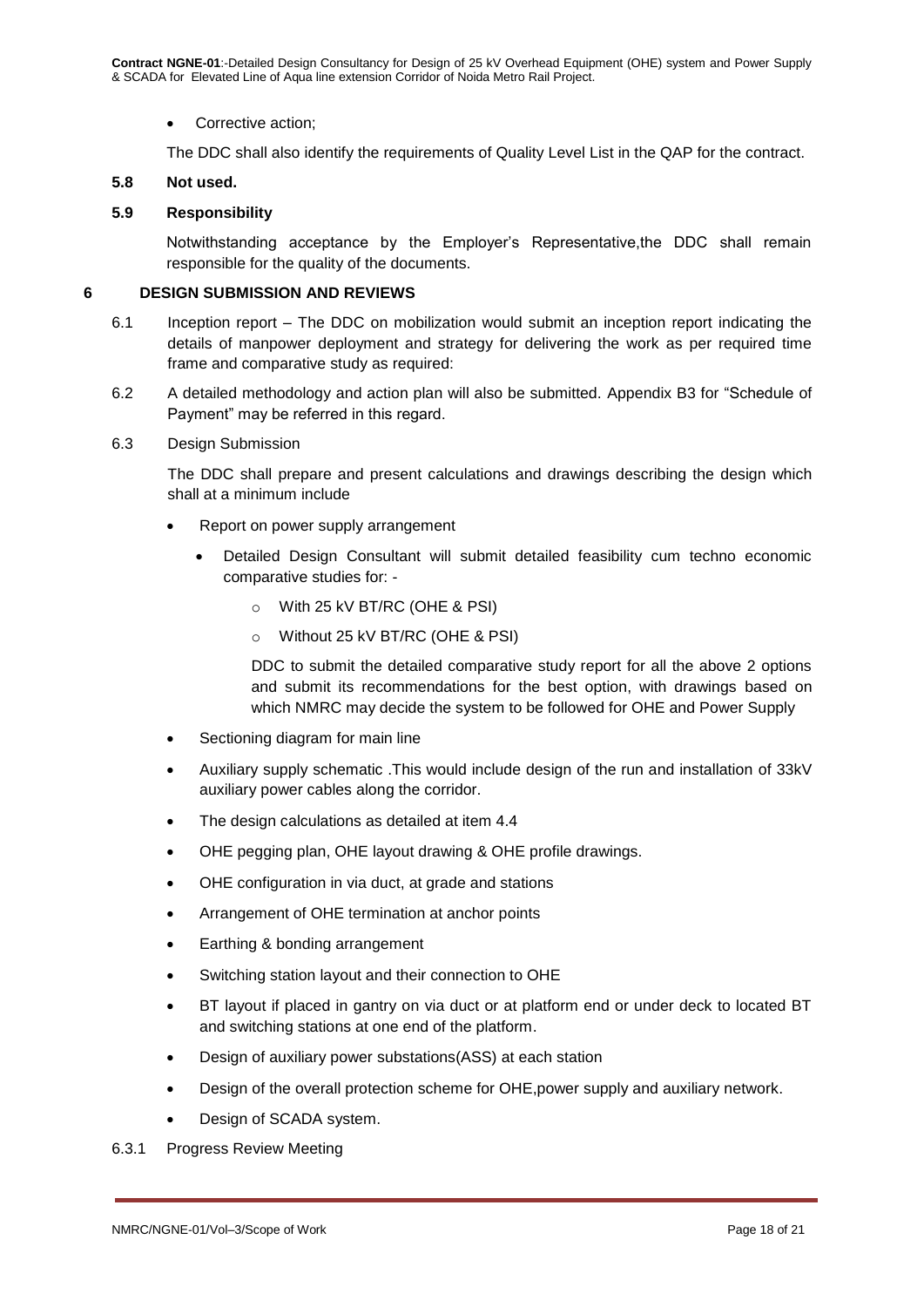- Corrective action;

The DDC shall also identify the requirements of Quality Level List in the QAP for the contract.

**5.8 Not used.**

**5.9 Responsibility**

Notwithstanding acceptance by the Employer's Representative,the DDC shall remain responsible for the quality of the documents.

## 6 DESIGN SUBMISSION AND REVIEWS

6.1 Inception report – The DDC on mobilization would submit an inception report indicating the details of manpower deployment and strategy for delivering the work as per required time frame and comparative study as required:

6.2 A detailed methodology and action plan will also be submitted. Appendix B3 for "Schedule of Payment" may be referred in this regard.

6.3 Design Submission

The DDC shall prepare and present calculations and drawings describing the design which shall at a minimum include

- Report on power supply arrangement
  - Detailed Design Consultant will submit detailed feasibility cum techno economic comparative studies for: -
    - With 25 kV BT/RC (OHE & PSI)
    - Without 25 kV BT/RC (OHE & PSI)

    DDC to submit the detailed comparative study report for all the above 2 options and submit its recommendations for the best option, with drawings based on which NMRC may decide the system to be followed for OHE and Power Supply
- Sectioning diagram for main line
- Auxiliary supply schematic .This would include design of the run and installation of 33kV auxiliary power cables along the corridor.
- The design calculations as detailed at item 4.4
- OHE pegging plan, OHE layout drawing & OHE profile drawings.
- OHE configuration in via duct, at grade and stations
- Arrangement of OHE termination at anchor points
- Earthing & bonding arrangement
- Switching station layout and their connection to OHE
- BT layout if placed in gantry on via duct or at platform end or under deck to located BT and switching stations at one end of the platform.
- Design of auxiliary power substations(ASS) at each station
- Design of the overall protection scheme for OHE,power supply and auxiliary network.
- Design of SCADA system.

6.3.1 Progress Review Meeting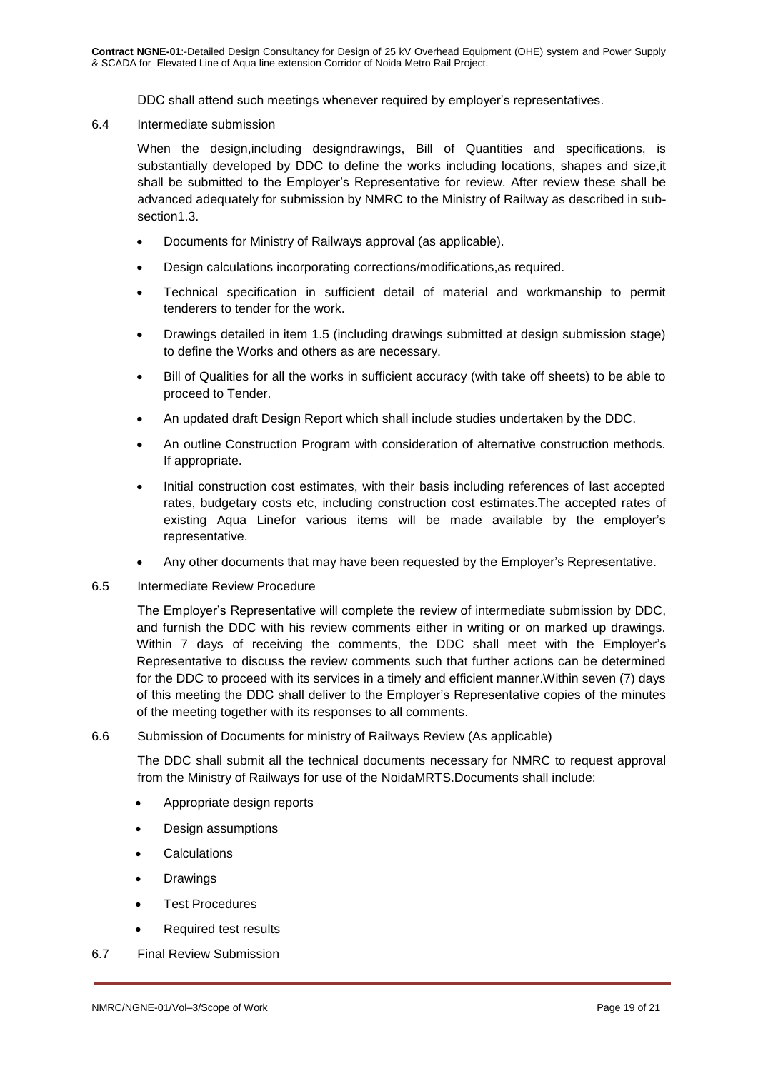DDC shall attend such meetings whenever required by employer's representatives.

6.4 Intermediate submission

When the design,including designdrawings, Bill of Quantities and specifications, is substantially developed by DDC to define the works including locations, shapes and size,it shall be submitted to the Employer's Representative for review. After review these shall be advanced adequately for submission by NMRC to the Ministry of Railway as described in sub-section1.3.

- Documents for Ministry of Railways approval (as applicable).
- Design calculations incorporating corrections/modifications,as required.
- Technical specification in sufficient detail of material and workmanship to permit tenderers to tender for the work.
- Drawings detailed in item 1.5 (including drawings submitted at design submission stage) to define the Works and others as are necessary.
- Bill of Qualities for all the works in sufficient accuracy (with take off sheets) to be able to proceed to Tender.
- An updated draft Design Report which shall include studies undertaken by the DDC.
- An outline Construction Program with consideration of alternative construction methods. If appropriate.
- Initial construction cost estimates, with their basis including references of last accepted rates, budgetary costs etc, including construction cost estimates.The accepted rates of existing Aqua Linefor various items will be made available by the employer's representative.
- Any other documents that may have been requested by the Employer's Representative.

6.5 Intermediate Review Procedure

The Employer's Representative will complete the review of intermediate submission by DDC, and furnish the DDC with his review comments either in writing or on marked up drawings. Within 7 days of receiving the comments, the DDC shall meet with the Employer's Representative to discuss the review comments such that further actions can be determined for the DDC to proceed with its services in a timely and efficient manner.Within seven (7) days of this meeting the DDC shall deliver to the Employer's Representative copies of the minutes of the meeting together with its responses to all comments.

6.6 Submission of Documents for ministry of Railways Review (As applicable)

The DDC shall submit all the technical documents necessary for NMRC to request approval from the Ministry of Railways for use of the NoidaMRTS.Documents shall include:

- Appropriate design reports
- Design assumptions
- Calculations
- Drawings
- Test Procedures
- Required test results

6.7 Final Review Submission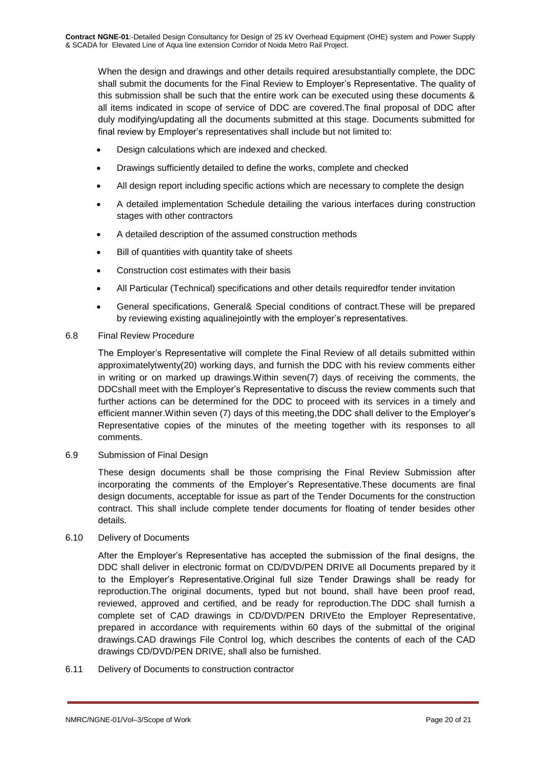When the design and drawings and other details required aresubstantially complete, the DDC shall submit the documents for the Final Review to Employer's Representative. The quality of this submission shall be such that the entire work can be executed using these documents & all items indicated in scope of service of DDC are covered.The final proposal of DDC after duly modifying/updating all the documents submitted at this stage. Documents submitted for final review by Employer's representatives shall include but not limited to:

- Design calculations which are indexed and checked.
- Drawings sufficiently detailed to define the works, complete and checked
- All design report including specific actions which are necessary to complete the design
- A detailed implementation Schedule detailing the various interfaces during construction stages with other contractors
- A detailed description of the assumed construction methods
- Bill of quantities with quantity take of sheets
- Construction cost estimates with their basis
- All Particular (Technical) specifications and other details requiredfor tender invitation
- General specifications, General& Special conditions of contract.These will be prepared by reviewing existing aqualinejointly with the employer's representatives.

6.8 Final Review Procedure

The Employer's Representative will complete the Final Review of all details submitted within approximatelytwenty(20) working days, and furnish the DDC with his review comments either in writing or on marked up drawings.Within seven(7) days of receiving the comments, the DDCshall meet with the Employer's Representative to discuss the review comments such that further actions can be determined for the DDC to proceed with its services in a timely and efficient manner.Within seven (7) days of this meeting,the DDC shall deliver to the Employer's Representative copies of the minutes of the meeting together with its responses to all comments.

6.9 Submission of Final Design

These design documents shall be those comprising the Final Review Submission after incorporating the comments of the Employer's Representative.These documents are final design documents, acceptable for issue as part of the Tender Documents for the construction contract. This shall include complete tender documents for floating of tender besides other details.

6.10 Delivery of Documents

After the Employer's Representative has accepted the submission of the final designs, the DDC shall deliver in electronic format on CD/DVD/PEN DRIVE all Documents prepared by it to the Employer's Representative.Original full size Tender Drawings shall be ready for reproduction.The original documents, typed but not bound, shall have been proof read, reviewed, approved and certified, and be ready for reproduction.The DDC shall furnish a complete set of CAD drawings in CD/DVD/PEN DRIVEto the Employer Representative, prepared in accordance with requirements within 60 days of the submittal of the original drawings.CAD drawings File Control log, which describes the contents of each of the CAD drawings CD/DVD/PEN DRIVE, shall also be furnished.

6.11 Delivery of Documents to construction contractor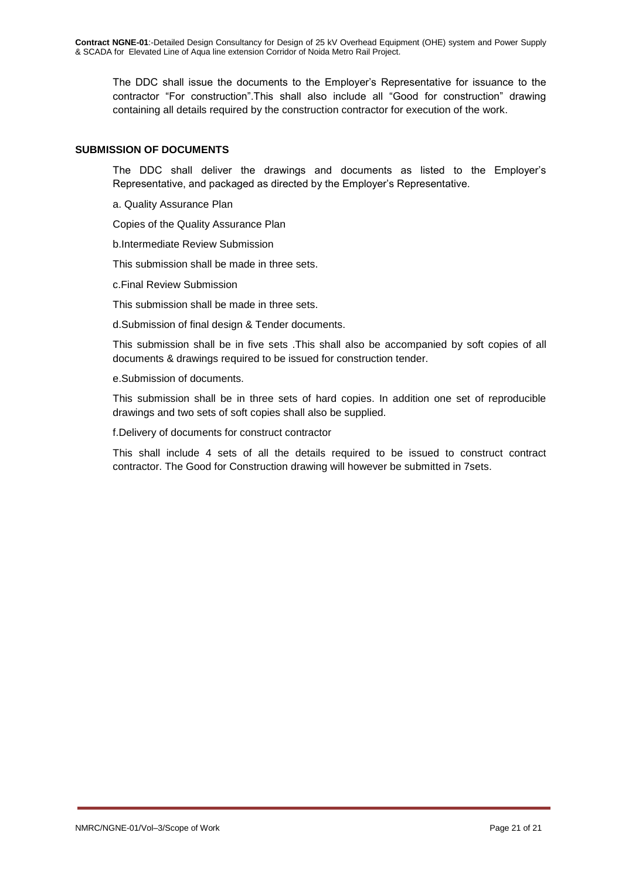The DDC shall issue the documents to the Employer's Representative for issuance to the contractor "For construction".This shall also include all "Good for construction" drawing containing all details required by the construction contractor for execution of the work.

**SUBMISSION OF DOCUMENTS**

The DDC shall deliver the drawings and documents as listed to the Employer's Representative, and packaged as directed by the Employer's Representative.

a. Quality Assurance Plan

Copies of the Quality Assurance Plan

b.Intermediate Review Submission

This submission shall be made in three sets.

c.Final Review Submission

This submission shall be made in three sets.

d.Submission of final design & Tender documents.

This submission shall be in five sets .This shall also be accompanied by soft copies of all documents & drawings required to be issued for construction tender.

e.Submission of documents.

This submission shall be in three sets of hard copies. In addition one set of reproducible drawings and two sets of soft copies shall also be supplied.

f.Delivery of documents for construct contractor

This shall include 4 sets of all the details required to be issued to construct contract contractor. The Good for Construction drawing will however be submitted in 7sets.